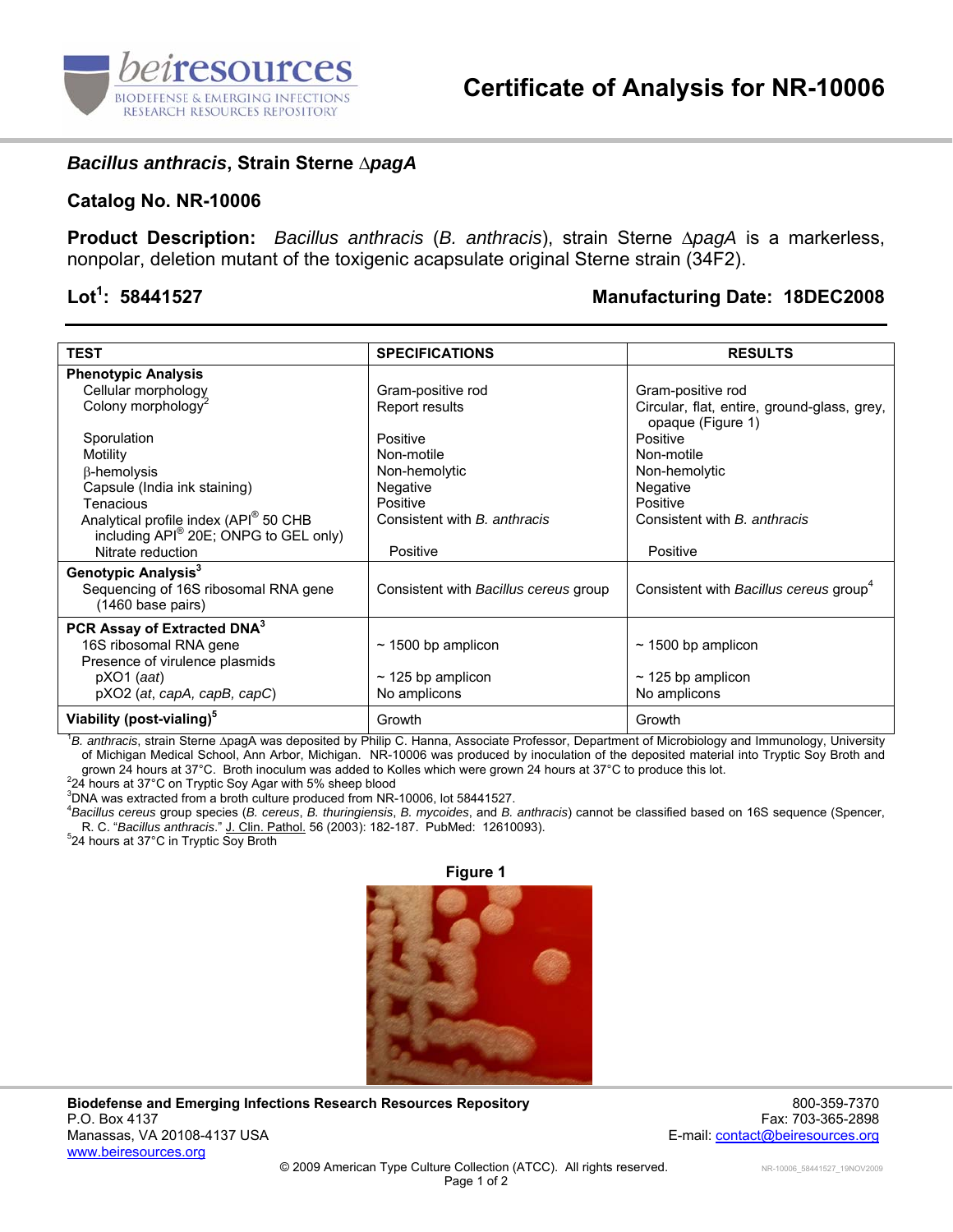# Certificate of Analysis for NR-10006

## *Bacillus anthracis*, Strain Sterne ∆*pagA*

**Catalog No. NR-10006**

**Product Description:** *Bacillus anthracis* (*B. anthracis*), strain Sterne ∆*pagA* is a markerless, nonpolar, deletion mutant of the toxigenic acapsulate original Sterne strain (34F2).

**Lot[1]: 58441527** **Manufacturing Date: 18DEC2008**

| TEST | SPECIFICATIONS | RESULTS |
|---|---|---|
| **Phenotypic Analysis** | | |
| Cellular morphology | Gram-positive rod | Gram-positive rod |
| Colony morphology[2] | Report results | Circular, flat, entire, ground-glass, grey, opaque (Figure 1) |
| Sporulation | Positive | Positive |
| Motility | Non-motile | Non-motile |
| β-hemolysis | Non-hemolytic | Non-hemolytic |
| Capsule (India ink staining) | Negative | Negative |
| Tenacious | Positive | Positive |
| Analytical profile index (API® 50 CHB including API® 20E; ONPG to GEL only) | Consistent with *B. anthracis* | Consistent with *B. anthracis* |
| Nitrate reduction | Positive | Positive |
| **Genotypic Analysis[3]** | | |
| Sequencing of 16S ribosomal RNA gene (1460 base pairs) | Consistent with *Bacillus cereus* group | Consistent with *Bacillus cereus* group[4] |
| **PCR Assay of Extracted DNA[3]** | | |
| 16S ribosomal RNA gene | ~ 1500 bp amplicon | ~ 1500 bp amplicon |
| Presence of virulence plasmids | | |
| pXO1 (*aat*) | ~ 125 bp amplicon | ~ 125 bp amplicon |
| pXO2 (*at*, *capA*, *capB*, *capC*) | No amplicons | No amplicons |
| **Viability (post-vialing)[5]** | Growth | Growth |

[1]*B. anthracis*, strain Sterne ∆pagA was deposited by Philip C. Hanna, Associate Professor, Department of Microbiology and Immunology, University of Michigan Medical School, Ann Arbor, Michigan. NR-10006 was produced by inoculation of the deposited material into Tryptic Soy Broth and grown 24 hours at 37°C. Broth inoculum was added to Kolles which were grown 24 hours at 37°C to produce this lot.
[2]24 hours at 37°C on Tryptic Soy Agar with 5% sheep blood
[3]DNA was extracted from a broth culture produced from NR-10006, lot 58441527.
[4]*Bacillus cereus* group species (*B. cereus*, *B. thuringiensis*, *B. mycoides*, and *B. anthracis*) cannot be classified based on 16S sequence (Spencer, R. C. "*Bacillus anthracis*." J. Clin. Pathol. 56 (2003): 182-187. PubMed: 12610093).
[5]24 hours at 37°C in Tryptic Soy Broth

**Figure 1**

**Biodefense and Emerging Infections Research Resources Repository**
P.O. Box 4137
Manassas, VA 20108-4137 USA
www.beiresources.org

800-359-7370
Fax: 703-365-2898
E-mail: contact@beiresources.org

© 2009 American Type Culture Collection (ATCC). All rights reserved.

NR-10006_58441527_19NOV2009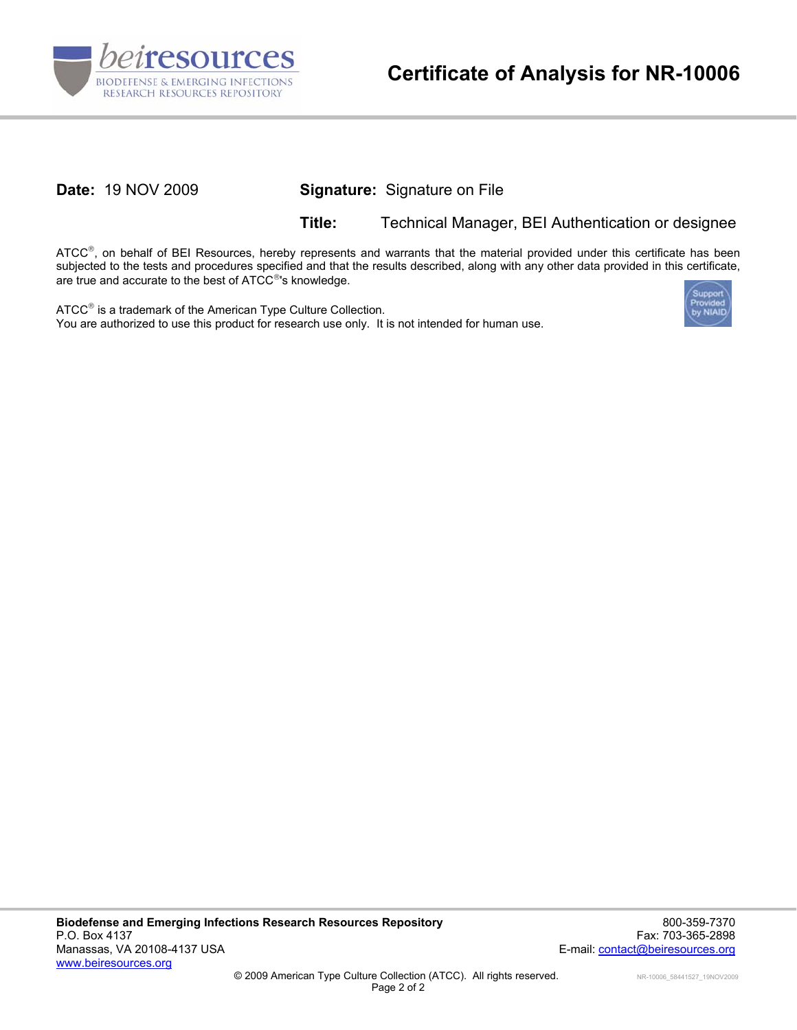**Date:** 19 NOV 2009

**Signature:** Signature on File

**Title:** Technical Manager, BEI Authentication or designee

ATCC®, on behalf of BEI Resources, hereby represents and warrants that the material provided under this certificate has been subjected to the tests and procedures specified and that the results described, along with any other data provided in this certificate, are true and accurate to the best of ATCC®'s knowledge.

ATCC® is a trademark of the American Type Culture Collection.
You are authorized to use this product for research use only. It is not intended for human use.

**Biodefense and Emerging Infections Research Resources Repository**
P.O. Box 4137
Manassas, VA 20108-4137 USA
www.beiresources.org

800-359-7370
Fax: 703-365-2898
E-mail: contact@beiresources.org

© 2009 American Type Culture Collection (ATCC). All rights reserved.

NR-10006_58441527_19NOV2009